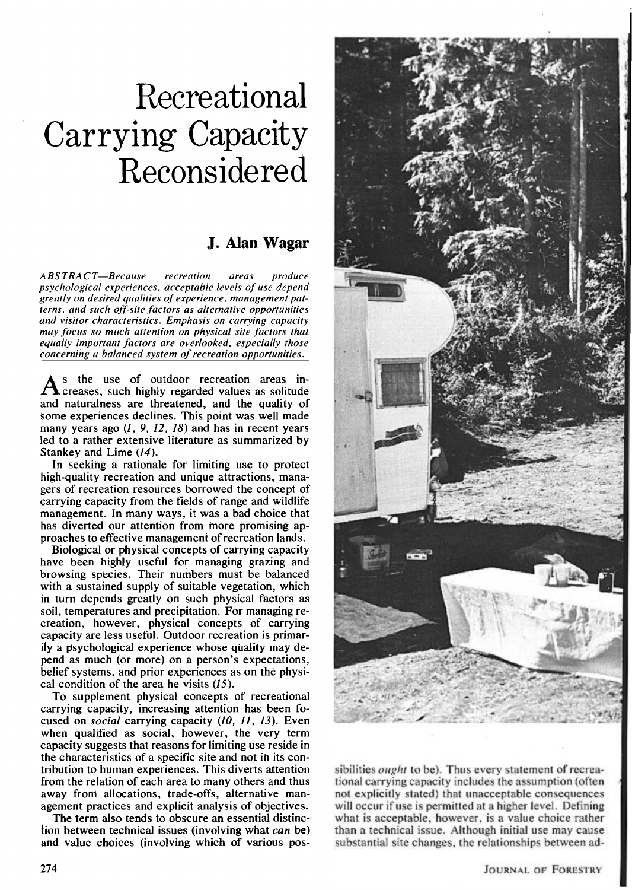# Recreational Carrying Capacity Reconsidered

## J. Alan Wagar

*ABSTRACT—Because recreation areas produce psychological experiences, acceptable levels of use depend greatly on desired qualities of experience, management patterns, and such off-site factors as alternative opportunities and visitor characteristics. Emphasis on carrying capacity may focus so much attention on physical site factors that equally important factors are overlooked, especially those concerning a balanced system of recreation opportunities.*

As the use of outdoor recreation areas increases, such highly regarded values as solitude and naturalness are threatened, and the quality of some experiences declines. This point was well made many years ago (*1, 9, 12, 18*) and has in recent years led to a rather extensive literature as summarized by Stankey and Lime (*14*).

In seeking a rationale for limiting use to protect high-quality recreation and unique attractions, managers of recreation resources borrowed the concept of carrying capacity from the fields of range and wildlife management. In many ways, it was a bad choice that has diverted our attention from more promising approaches to effective management of recreation lands.

Biological or physical concepts of carrying capacity have been highly useful for managing grazing and browsing species. Their numbers must be balanced with a sustained supply of suitable vegetation, which in turn depends greatly on such physical factors as soil, temperatures and precipitation. For managing recreation, however, physical concepts of carrying capacity are less useful. Outdoor recreation is primarily a psychological experience whose quality may depend as much (or more) on a person's expectations, belief systems, and prior experiences as on the physical condition of the area he visits (*15*).

To supplement physical concepts of recreational carrying capacity, increasing attention has been focused on *social* carrying capacity (*10, 11, 13*). Even when qualified as social, however, the very term capacity suggests that reasons for limiting use reside in the characteristics of a specific site and not in its contribution to human experiences. This diverts attention from the relation of each area to many others and thus away from allocations, trade-offs, alternative management practices and explicit analysis of objectives.

The term also tends to obscure an essential distinction between technical issues (involving what *can* be) and value choices (involving which of various possibilities *ought* to be). Thus every statement of recreational carrying capacity includes the assumption (often not explicitly stated) that unacceptable consequences will occur if use is permitted at a higher level. Defining what is acceptable, however, is a value choice rather than a technical issue. Although initial use may cause substantial site changes, the relationships between ad-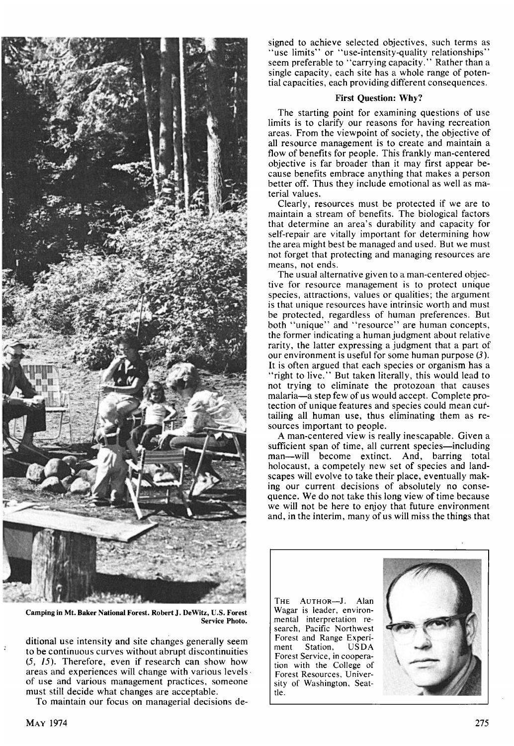Camping in Mt. Baker National Forest. Robert J. DeWitz, U.S. Forest Service Photo.

ditional use intensity and site changes generally seem to be continuous curves without abrupt discontinuities (*5*, *15*). Therefore, even if research can show how areas and experiences will change with various levels of use and various management practices, someone must still decide what changes are acceptable.

To maintain our focus on managerial decisions designed to achieve selected objectives, such terms as "use limits" or "use-intensity-quality relationships" seem preferable to "carrying capacity." Rather than a single capacity, each site has a whole range of potential capacities, each providing different consequences.

**First Question: Why?**

The starting point for examining questions of use limits is to clarify our reasons for having recreation areas. From the viewpoint of society, the objective of all resource management is to create and maintain a flow of benefits for people. This frankly man-centered objective is far broader than it may first appear because benefits embrace anything that makes a person better off. Thus they include emotional as well as material values.

Clearly, resources must be protected if we are to maintain a stream of benefits. The biological factors that determine an area's durability and capacity for self-repair are vitally important for determining how the area might best be managed and used. But we must not forget that protecting and managing resources are means, not ends.

The usual alternative given to a man-centered objective for resource management is to protect unique species, attractions, values or qualities; the argument is that unique resources have intrinsic worth and must be protected, regardless of human preferences. But both "unique" and "resource" are human concepts, the former indicating a human judgment about relative rarity, the latter expressing a judgment that a part of our environment is useful for some human purpose (*3*). It is often argued that each species or organism has a "right to live." But taken literally, this would lead to not trying to eliminate the protozoan that causes malaria—a step few of us would accept. Complete protection of unique features and species could mean curtailing all human use, thus eliminating them as resources important to people.

A man-centered view is really inescapable. Given a sufficient span of time, all current species—including man—will become extinct. And, barring total holocaust, a competely new set of species and landscapes will evolve to take their place, eventually making our current decisions of absolutely no consequence. We do not take this long view of time because we will not be here to enjoy that future environment and, in the interim, many of us will miss the things that

THE AUTHOR—J. Alan Wagar is leader, environmental interpretation research, Pacific Northwest Forest and Range Experiment Station, USDA Forest Service, in cooperation with the College of Forest Resources, University of Washington, Seattle.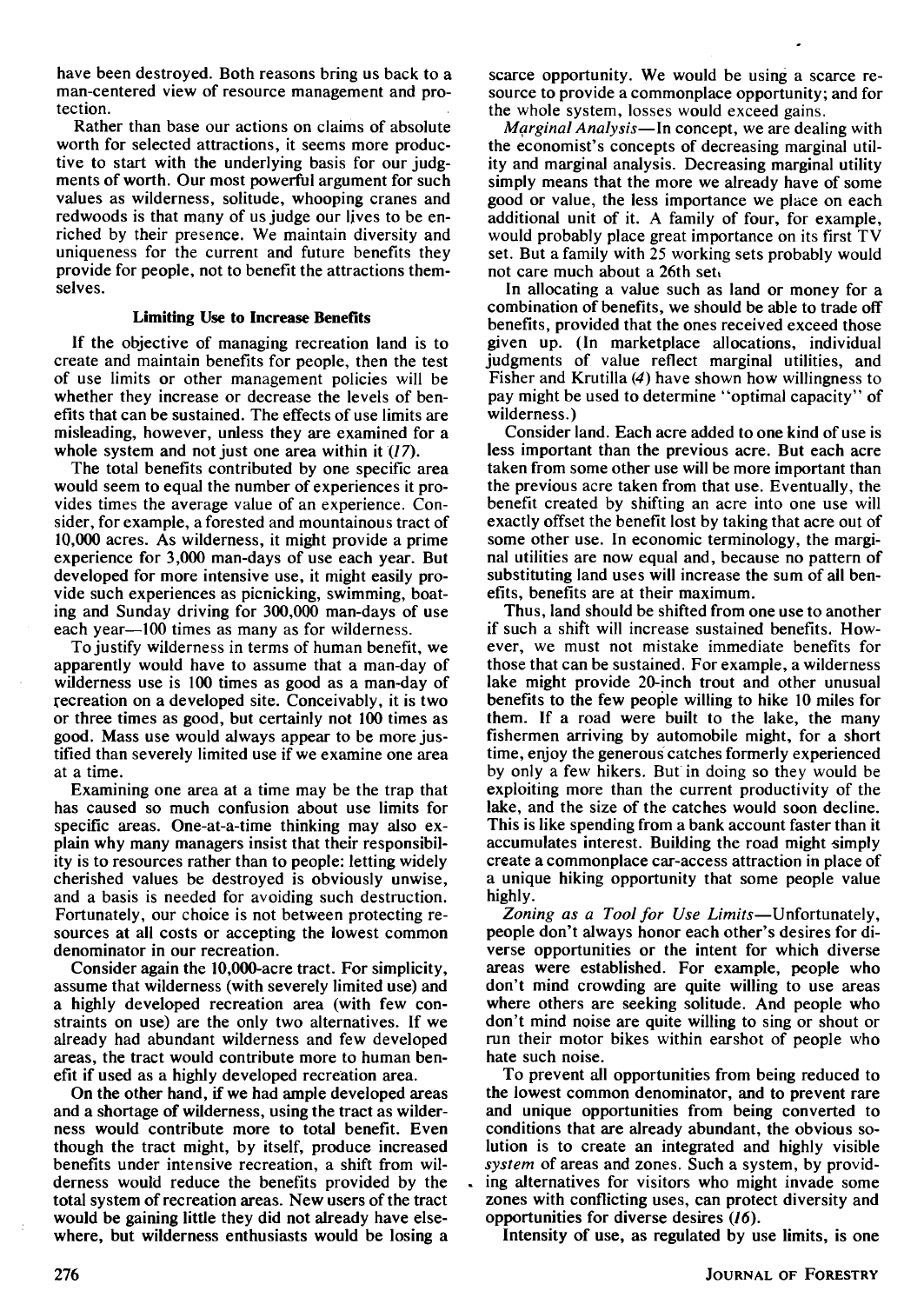have been destroyed. Both reasons bring us back to a man-centered view of resource management and protection.

Rather than base our actions on claims of absolute worth for selected attractions, it seems more productive to start with the underlying basis for our judgments of worth. Our most powerful argument for such values as wilderness, solitude, whooping cranes and redwoods is that many of us judge our lives to be enriched by their presence. We maintain diversity and uniqueness for the current and future benefits they provide for people, not to benefit the attractions themselves.

### Limiting Use to Increase Benefits

If the objective of managing recreation land is to create and maintain benefits for people, then the test of use limits or other management policies will be whether they increase or decrease the levels of benefits that can be sustained. The effects of use limits are misleading, however, unless they are examined for a whole system and not just one area within it (*17*).

The total benefits contributed by one specific area would seem to equal the number of experiences it provides times the average value of an experience. Consider, for example, a forested and mountainous tract of 10,000 acres. As wilderness, it might provide a prime experience for 3,000 man-days of use each year. But developed for more intensive use, it might easily provide such experiences as picnicking, swimming, boating and Sunday driving for 300,000 man-days of use each year—100 times as many as for wilderness.

To justify wilderness in terms of human benefit, we apparently would have to assume that a man-day of wilderness use is 100 times as good as a man-day of recreation on a developed site. Conceivably, it is two or three times as good, but certainly not 100 times as good. Mass use would always appear to be more justified than severely limited use if we examine one area at a time.

Examining one area at a time may be the trap that has caused so much confusion about use limits for specific areas. One-at-a-time thinking may also explain why many managers insist that their responsibility is to resources rather than to people: letting widely cherished values be destroyed is obviously unwise, and a basis is needed for avoiding such destruction. Fortunately, our choice is not between protecting resources at all costs or accepting the lowest common denominator in our recreation.

Consider again the 10,000-acre tract. For simplicity, assume that wilderness (with severely limited use) and a highly developed recreation area (with few constraints on use) are the only two alternatives. If we already had abundant wilderness and few developed areas, the tract would contribute more to human benefit if used as a highly developed recreation area.

On the other hand, if we had ample developed areas and a shortage of wilderness, using the tract as wilderness would contribute more to total benefit. Even though the tract might, by itself, produce increased benefits under intensive recreation, a shift from wilderness would reduce the benefits provided by the total system of recreation areas. New users of the tract would be gaining little they did not already have elsewhere, but wilderness enthusiasts would be losing a scarce opportunity. We would be using a scarce resource to provide a commonplace opportunity; and for the whole system, losses would exceed gains.

*Marginal Analysis*—In concept, we are dealing with the economist's concepts of decreasing marginal utility and marginal analysis. Decreasing marginal utility simply means that the more we already have of some good or value, the less importance we place on each additional unit of it. A family of four, for example, would probably place great importance on its first TV set. But a family with 25 working sets probably would not care much about a 26th set.

In allocating a value such as land or money for a combination of benefits, we should be able to trade off benefits, provided that the ones received exceed those given up. (In marketplace allocations, individual judgments of value reflect marginal utilities, and Fisher and Krutilla (*4*) have shown how willingness to pay might be used to determine "optimal capacity" of wilderness.)

Consider land. Each acre added to one kind of use is less important than the previous acre. But each acre taken from some other use will be more important than the previous acre taken from that use. Eventually, the benefit created by shifting an acre into one use will exactly offset the benefit lost by taking that acre out of some other use. In economic terminology, the marginal utilities are now equal and, because no pattern of substituting land uses will increase the sum of all benefits, benefits are at their maximum.

Thus, land should be shifted from one use to another if such a shift will increase sustained benefits. However, we must not mistake immediate benefits for those that can be sustained. For example, a wilderness lake might provide 20-inch trout and other unusual benefits to the few people willing to hike 10 miles for them. If a road were built to the lake, the many fishermen arriving by automobile might, for a short time, enjoy the generous catches formerly experienced by only a few hikers. But in doing so they would be exploiting more than the current productivity of the lake, and the size of the catches would soon decline. This is like spending from a bank account faster than it accumulates interest. Building the road might simply create a commonplace car-access attraction in place of a unique hiking opportunity that some people value highly.

*Zoning as a Tool for Use Limits*—Unfortunately, people don't always honor each other's desires for diverse opportunities or the intent for which diverse areas were established. For example, people who don't mind crowding are quite willing to use areas where others are seeking solitude. And people who don't mind noise are quite willing to sing or shout or run their motor bikes within earshot of people who hate such noise.

To prevent all opportunities from being reduced to the lowest common denominator, and to prevent rare and unique opportunities from being converted to conditions that are already abundant, the obvious solution is to create an integrated and highly visible *system* of areas and zones. Such a system, by providing alternatives for visitors who might invade some zones with conflicting uses, can protect diversity and opportunities for diverse desires (*16*).

Intensity of use, as regulated by use limits, is one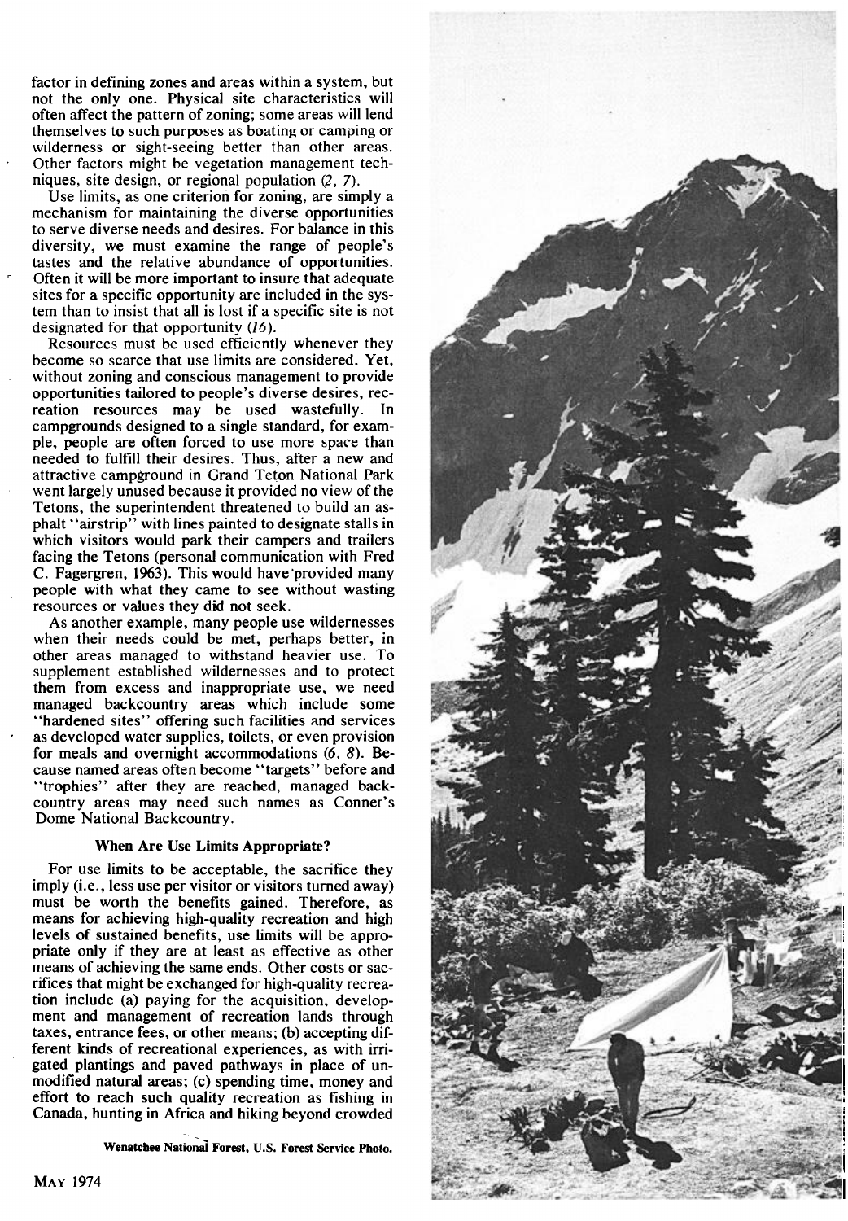factor in defining zones and areas within a system, but not the only one. Physical site characteristics will often affect the pattern of zoning; some areas will lend themselves to such purposes as boating or camping or wilderness or sight-seeing better than other areas. Other factors might be vegetation management techniques, site design, or regional population (2, 7).

Use limits, as one criterion for zoning, are simply a mechanism for maintaining the diverse opportunities to serve diverse needs and desires. For balance in this diversity, we must examine the range of people's tastes and the relative abundance of opportunities. Often it will be more important to insure that adequate sites for a specific opportunity are included in the system than to insist that all is lost if a specific site is not designated for that opportunity (16).

Resources must be used efficiently whenever they become so scarce that use limits are considered. Yet, without zoning and conscious management to provide opportunities tailored to people's diverse desires, recreation resources may be used wastefully. In campgrounds designed to a single standard, for example, people are often forced to use more space than needed to fulfill their desires. Thus, after a new and attractive campground in Grand Teton National Park went largely unused because it provided no view of the Tetons, the superintendent threatened to build an asphalt "airstrip" with lines painted to designate stalls in which visitors would park their campers and trailers facing the Tetons (personal communication with Fred C. Fagergren, 1963). This would have provided many people with what they came to see without wasting resources or values they did not seek.

As another example, many people use wildernesses when their needs could be met, perhaps better, in other areas managed to withstand heavier use. To supplement established wildernesses and to protect them from excess and inappropriate use, we need managed backcountry areas which include some "hardened sites" offering such facilities and services as developed water supplies, toilets, or even provision for meals and overnight accommodations (6, 8). Because named areas often become "targets" before and "trophies" after they are reached, managed backcountry areas may need such names as Conner's Dome National Backcountry.

### When Are Use Limits Appropriate?

For use limits to be acceptable, the sacrifice they imply (i.e., less use per visitor or visitors turned away) must be worth the benefits gained. Therefore, as means for achieving high-quality recreation and high levels of sustained benefits, use limits will be appropriate only if they are at least as effective as other means of achieving the same ends. Other costs or sacrifices that might be exchanged for high-quality recreation include (a) paying for the acquisition, development and management of recreation lands through taxes, entrance fees, or other means; (b) accepting different kinds of recreational experiences, as with irrigated plantings and paved pathways in place of unmodified natural areas; (c) spending time, money and effort to reach such quality recreation as fishing in Canada, hunting in Africa and hiking beyond crowded

Wenatchee National Forest, U.S. Forest Service Photo.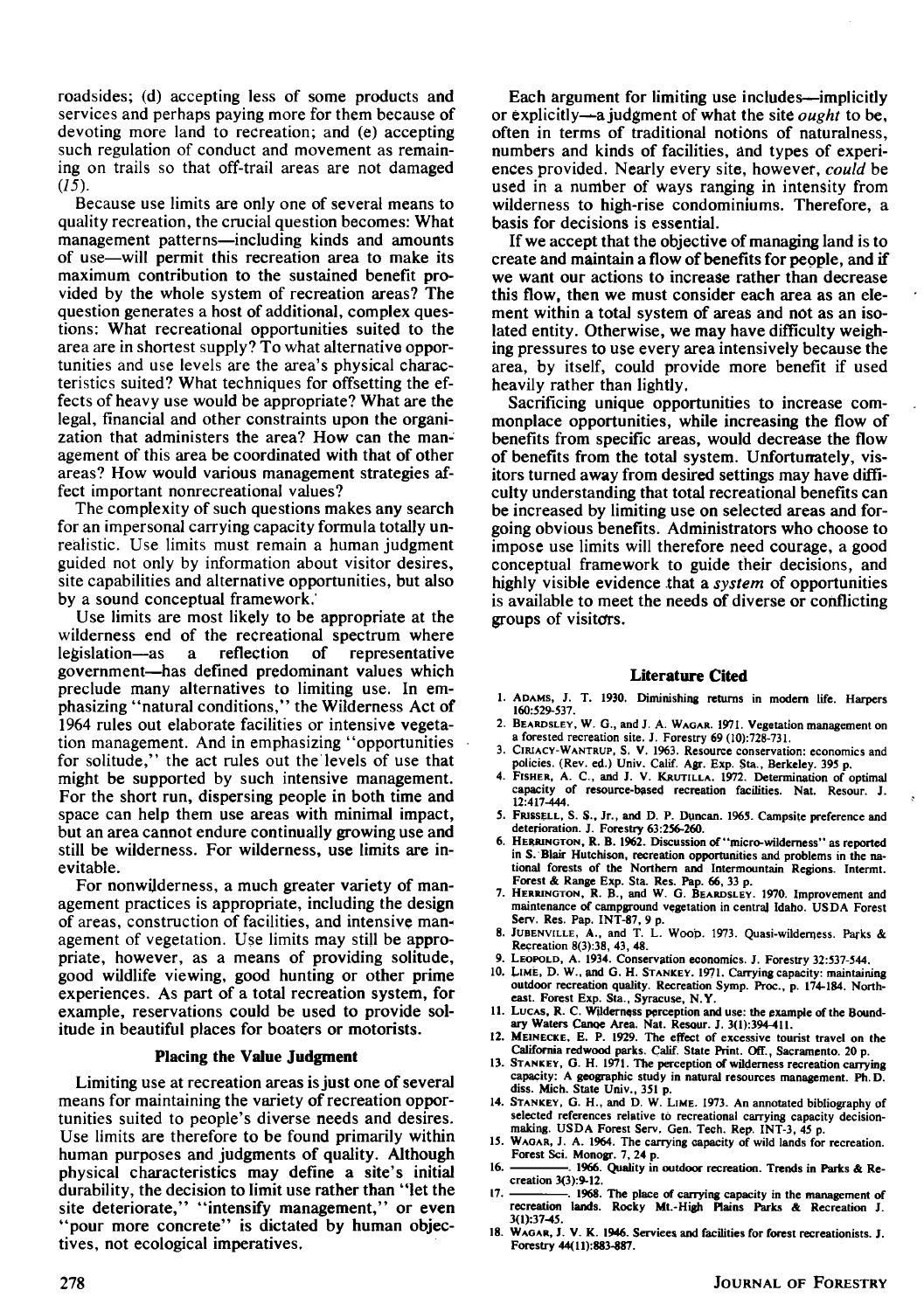roadsides; (d) accepting less of some products and services and perhaps paying more for them because of devoting more land to recreation; and (e) accepting such regulation of conduct and movement as remaining on trails so that off-trail areas are not damaged (15).

Because use limits are only one of several means to quality recreation, the crucial question becomes: What management patterns—including kinds and amounts of use—will permit this recreation area to make its maximum contribution to the sustained benefit provided by the whole system of recreation areas? The question generates a host of additional, complex questions: What recreational opportunities suited to the area are in shortest supply? To what alternative opportunities and use levels are the area's physical characteristics suited? What techniques for offsetting the effects of heavy use would be appropriate? What are the legal, financial and other constraints upon the organization that administers the area? How can the management of this area be coordinated with that of other areas? How would various management strategies affect important nonrecreational values?

The complexity of such questions makes any search for an impersonal carrying capacity formula totally unrealistic. Use limits must remain a human judgment guided not only by information about visitor desires, site capabilities and alternative opportunities, but also by a sound conceptual framework.

Use limits are most likely to be appropriate at the wilderness end of the recreational spectrum where legislation—as a reflection of representative government—has defined predominant values which preclude many alternatives to limiting use. In emphasizing "natural conditions," the Wilderness Act of 1964 rules out elaborate facilities or intensive vegetation management. And in emphasizing "opportunities for solitude," the act rules out the levels of use that might be supported by such intensive management. For the short run, dispersing people in both time and space can help them use areas with minimal impact, but an area cannot endure continually growing use and still be wilderness. For wilderness, use limits are inevitable.

For nonwilderness, a much greater variety of management practices is appropriate, including the design of areas, construction of facilities, and intensive management of vegetation. Use limits may still be appropriate, however, as a means of providing solitude, good wildlife viewing, good hunting or other prime experiences. As part of a total recreation system, for example, reservations could be used to provide solitude in beautiful places for boaters or motorists.

### Placing the Value Judgment

Limiting use at recreation areas is just one of several means for maintaining the variety of recreation opportunities suited to people's diverse needs and desires. Use limits are therefore to be found primarily within human purposes and judgments of quality. Although physical characteristics may define a site's initial durability, the decision to limit use rather than "let the site deteriorate," "intensify management," or even "pour more concrete" is dictated by human objectives, not ecological imperatives.

Each argument for limiting use includes—implicitly or explicitly—a judgment of what the site *ought* to be, often in terms of traditional notions of naturalness, numbers and kinds of facilities, and types of experiences provided. Nearly every site, however, *could* be used in a number of ways ranging in intensity from wilderness to high-rise condominiums. Therefore, a basis for decisions is essential.

If we accept that the objective of managing land is to create and maintain a flow of benefits for people, and if we want our actions to increase rather than decrease this flow, then we must consider each area as an element within a total system of areas and not as an isolated entity. Otherwise, we may have difficulty weighing pressures to use every area intensively because the area, by itself, could provide more benefit if used heavily rather than lightly.

Sacrificing unique opportunities to increase commonplace opportunities, while increasing the flow of benefits from specific areas, would decrease the flow of benefits from the total system. Unfortunately, visitors turned away from desired settings may have difficulty understanding that total recreational benefits can be increased by limiting use on selected areas and forgoing obvious benefits. Administrators who choose to impose use limits will therefore need courage, a good conceptual framework to guide their decisions, and highly visible evidence that a *system* of opportunities is available to meet the needs of diverse or conflicting groups of visitors.

### Literature Cited

1. Adams, J. T. 1930. Diminishing returns in modern life. Harpers 160:529-537.
2. Beardsley, W. G., and J. A. Wagar. 1971. Vegetation management on a forested recreation site. J. Forestry 69 (10):728-731.
3. Ciriacy-Wantrup, S. V. 1963. Resource conservation: economics and policies. (Rev. ed.) Univ. Calif. Agr. Exp. Sta., Berkeley. 395 p.
4. Fisher, A. C., and J. V. Krutilla. 1972. Determination of optimal capacity of resource-based recreation facilities. Nat. Resour. J. 12:417-444.
5. Frissell, S. S., Jr., and D. P. Duncan. 1965. Campsite preference and deterioration. J. Forestry 63:256-260.
6. Herrington, R. B. 1962. Discussion of "micro-wilderness" as reported in S. Blair Hutchison, recreation opportunities and problems in the national forests of the Northern and Intermountain Regions. Intermt. Forest & Range Exp. Sta. Res. Pap. 66, 33 p.
7. Herrington, R. B., and W. G. Beardsley. 1970. Improvement and maintenance of campground vegetation in central Idaho. USDA Forest Serv. Res. Pap. INT-87, 9 p.
8. Jubenville, A., and T. L. Wood. 1973. Quasi-wilderness. Parks & Recreation 8(3):38, 43, 48.
9. Leopold, A. 1934. Conservation economics. J. Forestry 32:537-544.
10. Lime, D. W., and G. H. Stankey. 1971. Carrying capacity: maintaining outdoor recreation quality. Recreation Symp. Proc., p. 174-184. Northeast. Forest Exp. Sta., Syracuse, N.Y.
11. Lucas, R. C. Wilderness perception and use: the example of the Boundary Waters Canoe Area. Nat. Resour. J. 3(1):394-411.
12. Meinecke, E. P. 1929. The effect of excessive tourist travel on the California redwood parks. Calif. State Print. Off., Sacramento. 20 p.
13. Stankey, G. H. 1971. The perception of wilderness recreation carrying capacity: A geographic study in natural resources management. Ph.D. diss. Mich. State Univ., 351 p.
14. Stankey, G. H., and D. W. Lime. 1973. An annotated bibliography of selected references relative to recreational carrying capacity decision-making. USDA Forest Serv. Gen. Tech. Rep. INT-3, 45 p.
15. Wagar, J. A. 1964. The carrying capacity of wild lands for recreation. Forest Sci. Monogr. 7, 24 p.
16. ———. 1966. Quality in outdoor recreation. Trends in Parks & Recreation 3(3):9-12.
17. ———. 1968. The place of carrying capacity in the management of recreation lands. Rocky Mt.-High Plains Parks & Recreation J. 3(1):37-45.
18. Wagar, J. V. K. 1946. Services and facilities for forest recreationists. J. Forestry 44(11):883-887.